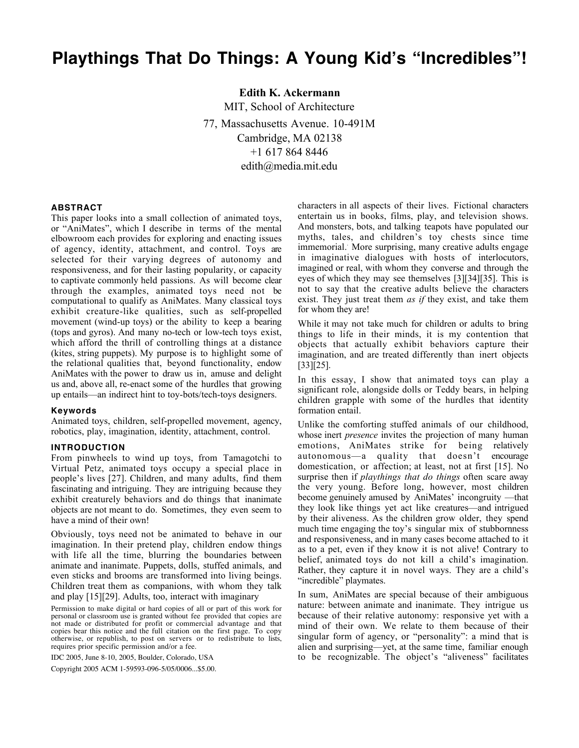# Playthings That Do Things: A Young Kid's "Incredibles"!

**Edith K. Ackermann**
MIT, School of Architecture
77, Massachusetts Avenue. 10-491M
Cambridge, MA 02138
+1 617 864 8446
edith@media.mit.edu

## ABSTRACT

This paper looks into a small collection of animated toys, or "AniMates", which I describe in terms of the mental elbowroom each provides for exploring and enacting issues of agency, identity, attachment, and control. Toys are selected for their varying degrees of autonomy and responsiveness, and for their lasting popularity, or capacity to captivate commonly held passions. As will become clear through the examples, animated toys need not be computational to qualify as AniMates. Many classical toys exhibit creature-like qualities, such as self-propelled movement (wind-up toys) or the ability to keep a bearing (tops and gyros). And many no-tech or low-tech toys exist, which afford the thrill of controlling things at a distance (kites, string puppets). My purpose is to highlight some of the relational qualities that, beyond functionality, endow AniMates with the power to draw us in, amuse and delight us and, above all, re-enact some of the hurdles that growing up entails—an indirect hint to toy-bots/tech-toys designers.

### Keywords

Animated toys, children, self-propelled movement, agency, robotics, play, imagination, identity, attachment, control.

## INTRODUCTION

From pinwheels to wind up toys, from Tamagotchi to Virtual Petz, animated toys occupy a special place in people's lives [27]. Children, and many adults, find them fascinating and intriguing. They are intriguing because they exhibit creaturely behaviors and do things that inanimate objects are not meant to do. Sometimes, they even seem to have a mind of their own!

Obviously, toys need not be animated to behave in our imagination. In their pretend play, children endow things with life all the time, blurring the boundaries between animate and inanimate. Puppets, dolls, stuffed animals, and even sticks and brooms are transformed into living beings. Children treat them as companions, with whom they talk and play [15][29]. Adults, too, interact with imaginary characters in all aspects of their lives. Fictional characters entertain us in books, films, play, and television shows. And monsters, bots, and talking teapots have populated our myths, tales, and children's toy chests since time immemorial. More surprising, many creative adults engage in imaginative dialogues with hosts of interlocutors, imagined or real, with whom they converse and through the eyes of which they may see themselves [3][34][35]. This is not to say that the creative adults believe the characters exist. They just treat them *as if* they exist, and take them for whom they are!

While it may not take much for children or adults to bring things to life in their minds, it is my contention that objects that actually exhibit behaviors capture their imagination, and are treated differently than inert objects [33][25].

In this essay, I show that animated toys can play a significant role, alongside dolls or Teddy bears, in helping children grapple with some of the hurdles that identity formation entail.

Unlike the comforting stuffed animals of our childhood, whose inert *presence* invites the projection of many human emotions, AniMates strike for being relatively autonomous—a quality that doesn't encourage domestication, or affection; at least, not at first [15]. No surprise then if *playthings that do things* often scare away the very young. Before long, however, most children become genuinely amused by AniMates' incongruity —that they look like things yet act like creatures—and intrigued by their aliveness. As the children grow older, they spend much time engaging the toy's singular mix of stubbornness and responsiveness, and in many cases become attached to it as to a pet, even if they know it is not alive! Contrary to belief, animated toys do not kill a child's imagination. Rather, they capture it in novel ways. They are a child's "incredible" playmates.

In sum, AniMates are special because of their ambiguous nature: between animate and inanimate. They intrigue us because of their relative autonomy: responsive yet with a mind of their own. We relate to them because of their singular form of agency, or "personality": a mind that is alien and surprising—yet, at the same time, familiar enough to be recognizable. The object's "aliveness" facilitates

Permission to make digital or hard copies of all or part of this work for personal or classroom use is granted without fee provided that copies are not made or distributed for profit or commercial advantage and that copies bear this notice and the full citation on the first page. To copy otherwise, or republish, to post on servers or to redistribute to lists, requires prior specific permission and/or a fee.

IDC 2005, June 8-10, 2005, Boulder, Colorado, USA

Copyright 2005 ACM 1-59593-096-5/05/0006...$5.00.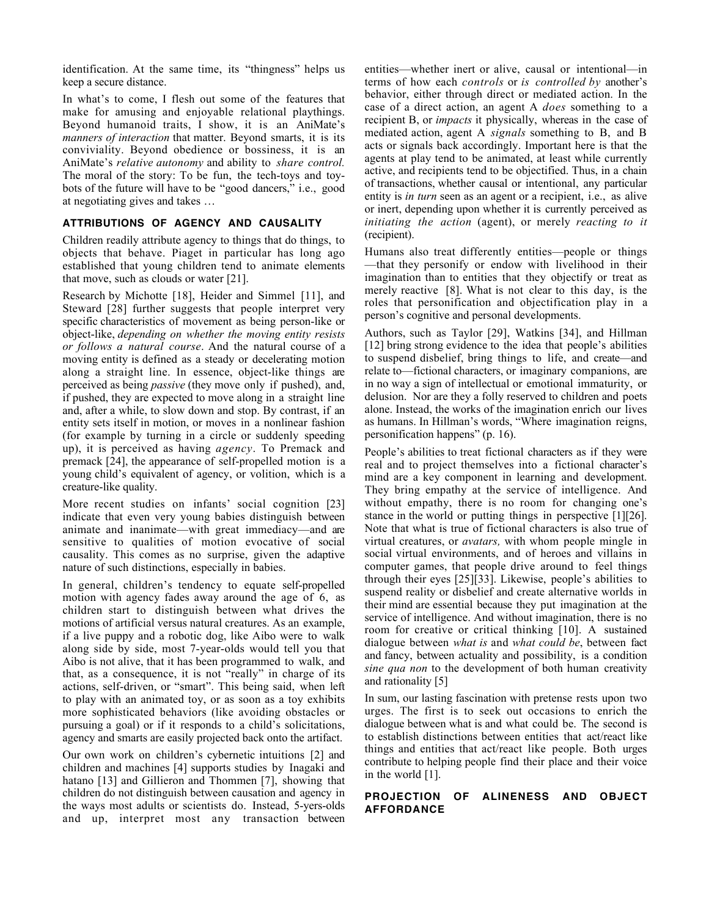identification. At the same time, its "thingness" helps us keep a secure distance.

In what's to come, I flesh out some of the features that make for amusing and enjoyable relational playthings. Beyond humanoid traits, I show, it is an AniMate's *manners of interaction* that matter. Beyond smarts, it is its conviviality. Beyond obedience or bossiness, it is an AniMate's *relative autonomy* and ability to *share control.* The moral of the story: To be fun, the tech-toys and toy-bots of the future will have to be "good dancers," i.e., good at negotiating gives and takes …

## ATTRIBUTIONS OF AGENCY AND CAUSALITY

Children readily attribute agency to things that do things, to objects that behave. Piaget in particular has long ago established that young children tend to animate elements that move, such as clouds or water [21].

Research by Michotte [18], Heider and Simmel [11], and Steward [28] further suggests that people interpret very specific characteristics of movement as being person-like or object-like, *depending on whether the moving entity resists or follows a natural course*. And the natural course of a moving entity is defined as a steady or decelerating motion along a straight line. In essence, object-like things are perceived as being *passive* (they move only if pushed), and, if pushed, they are expected to move along in a straight line and, after a while, to slow down and stop. By contrast, if an entity sets itself in motion, or moves in a nonlinear fashion (for example by turning in a circle or suddenly speeding up), it is perceived as having *agency*. To Premack and premack [24], the appearance of self-propelled motion is a young child's equivalent of agency, or volition, which is a creature-like quality.

More recent studies on infants' social cognition [23] indicate that even very young babies distinguish between animate and inanimate—with great immediacy—and are sensitive to qualities of motion evocative of social causality. This comes as no surprise, given the adaptive nature of such distinctions, especially in babies.

In general, children's tendency to equate self-propelled motion with agency fades away around the age of 6, as children start to distinguish between what drives the motions of artificial versus natural creatures. As an example, if a live puppy and a robotic dog, like Aibo were to walk along side by side, most 7-year-olds would tell you that Aibo is not alive, that it has been programmed to walk, and that, as a consequence, it is not "really" in charge of its actions, self-driven, or "smart". This being said, when left to play with an animated toy, or as soon as a toy exhibits more sophisticated behaviors (like avoiding obstacles or pursuing a goal) or if it responds to a child's solicitations, agency and smarts are easily projected back onto the artifact.

Our own work on children's cybernetic intuitions [2] and children and machines [4] supports studies by Inagaki and hatano [13] and Gillieron and Thommen [7], showing that children do not distinguish between causation and agency in the ways most adults or scientists do. Instead, 5-yers-olds and up, interpret most any transaction between entities—whether inert or alive, causal or intentional—in terms of how each *controls* or *is controlled by* another's behavior, either through direct or mediated action. In the case of a direct action, an agent A *does* something to a recipient B, or *impacts* it physically, whereas in the case of mediated action, agent A *signals* something to B, and B acts or signals back accordingly. Important here is that the agents at play tend to be animated, at least while currently active, and recipients tend to be objectified. Thus, in a chain of transactions, whether causal or intentional, any particular entity is *in turn* seen as an agent or a recipient, i.e., as alive or inert, depending upon whether it is currently perceived as *initiating the action* (agent), or merely *reacting to it* (recipient).

Humans also treat differently entities—people or things—that they personify or endow with livelihood in their imagination than to entities that they objectify or treat as merely reactive [8]. What is not clear to this day, is the roles that personification and objectification play in a person's cognitive and personal developments.

Authors, such as Taylor [29], Watkins [34], and Hillman [12] bring strong evidence to the idea that people's abilities to suspend disbelief, bring things to life, and create—and relate to—fictional characters, or imaginary companions, are in no way a sign of intellectual or emotional immaturity, or delusion. Nor are they a folly reserved to children and poets alone. Instead, the works of the imagination enrich our lives as humans. In Hillman's words, "Where imagination reigns, personification happens" (p. 16).

People's abilities to treat fictional characters as if they were real and to project themselves into a fictional character's mind are a key component in learning and development. They bring empathy at the service of intelligence. And without empathy, there is no room for changing one's stance in the world or putting things in perspective [1][26]. Note that what is true of fictional characters is also true of virtual creatures, or *avatars,* with whom people mingle in social virtual environments, and of heroes and villains in computer games, that people drive around to feel things through their eyes [25][33]. Likewise, people's abilities to suspend reality or disbelief and create alternative worlds in their mind are essential because they put imagination at the service of intelligence. And without imagination, there is no room for creative or critical thinking [10]. A sustained dialogue between *what is* and *what could be*, between fact and fancy, between actuality and possibility, is a condition *sine qua non* to the development of both human creativity and rationality [5]

In sum, our lasting fascination with pretense rests upon two urges. The first is to seek out occasions to enrich the dialogue between what is and what could be. The second is to establish distinctions between entities that act/react like things and entities that act/react like people. Both urges contribute to helping people find their place and their voice in the world [1].

## PROJECTION OF ALINENESS AND OBJECT AFFORDANCE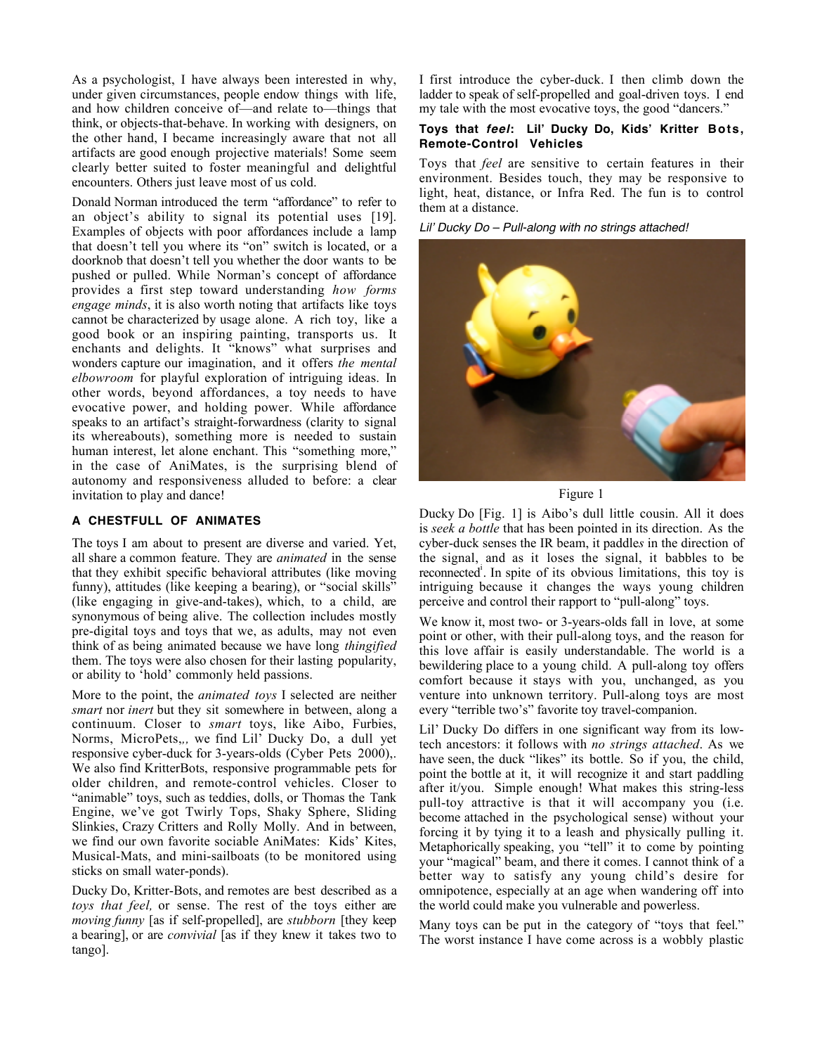As a psychologist, I have always been interested in why, under given circumstances, people endow things with life, and how children conceive of—and relate to—things that think, or objects-that-behave. In working with designers, on the other hand, I became increasingly aware that not all artifacts are good enough projective materials! Some seem clearly better suited to foster meaningful and delightful encounters. Others just leave most of us cold.

Donald Norman introduced the term "affordance" to refer to an object's ability to signal its potential uses [19]. Examples of objects with poor affordances include a lamp that doesn't tell you where its "on" switch is located, or a doorknob that doesn't tell you whether the door wants to be pushed or pulled. While Norman's concept of affordance provides a first step toward understanding *how forms engage minds*, it is also worth noting that artifacts like toys cannot be characterized by usage alone. A rich toy, like a good book or an inspiring painting, transports us. It enchants and delights. It "knows" what surprises and wonders capture our imagination, and it offers *the mental elbowroom* for playful exploration of intriguing ideas. In other words, beyond affordances, a toy needs to have evocative power, and holding power. While affordance speaks to an artifact's straight-forwardness (clarity to signal its whereabouts), something more is needed to sustain human interest, let alone enchant. This "something more," in the case of AniMates, is the surprising blend of autonomy and responsiveness alluded to before: a clear invitation to play and dance!

### A CHESTFULL OF ANIMATES

The toys I am about to present are diverse and varied. Yet, all share a common feature. They are *animated* in the sense that they exhibit specific behavioral attributes (like moving funny), attitudes (like keeping a bearing), or "social skills" (like engaging in give-and-takes), which, to a child, are synonymous of being alive. The collection includes mostly pre-digital toys and toys that we, as adults, may not even think of as being animated because we have long *thingified* them. The toys were also chosen for their lasting popularity, or ability to 'hold' commonly held passions.

More to the point, the *animated toys* I selected are neither *smart* nor *inert* but they sit somewhere in between, along a continuum. Closer to *smart* toys, like Aibo, Furbies, Norms, MicroPets,,, we find Lil' Ducky Do, a dull yet responsive cyber-duck for 3-years-olds (Cyber Pets 2000),. We also find KritterBots, responsive programmable pets for older children, and remote-control vehicles. Closer to "animable" toys, such as teddies, dolls, or Thomas the Tank Engine, we've got Twirly Tops, Shaky Sphere, Sliding Slinkies, Crazy Critters and Rolly Molly. And in between, we find our own favorite sociable AniMates: Kids' Kites, Musical-Mats, and mini-sailboats (to be monitored using sticks on small water-ponds).

Ducky Do, Kritter-Bots, and remotes are best described as a *toys that feel,* or sense. The rest of the toys either are *moving funny* [as if self-propelled], are *stubborn* [they keep a bearing], or are *convivial* [as if they knew it takes two to tango].

I first introduce the cyber-duck. I then climb down the ladder to speak of self-propelled and goal-driven toys. I end my tale with the most evocative toys, the good "dancers."

### Toys that *feel*: Lil' Ducky Do, Kids' Kritter Bots, Remote-Control Vehicles

Toys that *feel* are sensitive to certain features in their environment. Besides touch, they may be responsive to light, heat, distance, or Infra Red. The fun is to control them at a distance.

*Lil' Ducky Do – Pull-along with no strings attached!*

Figure 1

Ducky Do [Fig. 1] is Aibo's dull little cousin. All it does is *seek a bottle* that has been pointed in its direction. As the cyber-duck senses the IR beam, it paddle*s* in the direction of the signal, and as it loses the signal, it babbles to be reconnected[i]. In spite of its obvious limitations, this toy is intriguing because it changes the ways young children perceive and control their rapport to "pull-along" toys.

We know it, most two- or 3-years-olds fall in love, at some point or other, with their pull-along toys, and the reason for this love affair is easily understandable. The world is a bewildering place to a young child. A pull-along toy offers comfort because it stays with you, unchanged, as you venture into unknown territory. Pull-along toys are most every "terrible two's" favorite toy travel-companion.

Lil' Ducky Do differs in one significant way from its low-tech ancestors: it follows with *no strings attached*. As we have seen, the duck "likes" its bottle. So if you, the child, point the bottle at it, it will recognize it and start paddling after it/you. Simple enough! What makes this string-less pull-toy attractive is that it will accompany you (i.e. become attached in the psychological sense) without your forcing it by tying it to a leash and physically pulling it. Metaphorically speaking, you "tell" it to come by pointing your "magical" beam, and there it comes. I cannot think of a better way to satisfy any young child's desire for omnipotence, especially at an age when wandering off into the world could make you vulnerable and powerless.

Many toys can be put in the category of "toys that feel." The worst instance I have come across is a wobbly plastic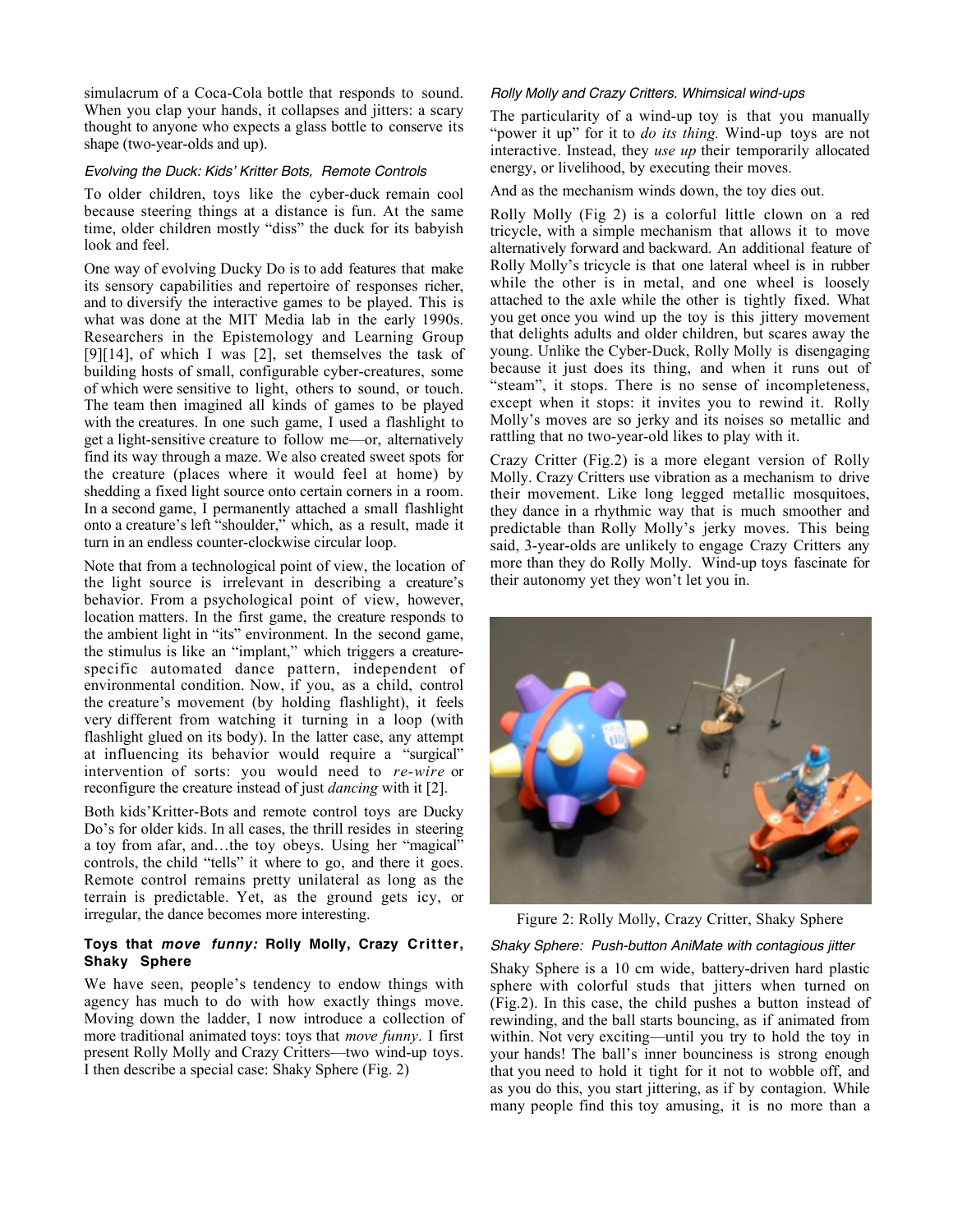simulacrum of a Coca-Cola bottle that responds to sound. When you clap your hands, it collapses and jitters: a scary thought to anyone who expects a glass bottle to conserve its shape (two-year-olds and up).

### *Evolving the Duck: Kids' Kritter Bots, Remote Controls*

To older children, toys like the cyber-duck remain cool because steering things at a distance is fun. At the same time, older children mostly "diss" the duck for its babyish look and feel.

One way of evolving Ducky Do is to add features that make its sensory capabilities and repertoire of responses richer, and to diversify the interactive games to be played. This is what was done at the MIT Media lab in the early 1990s. Researchers in the Epistemology and Learning Group [9][14], of which I was [2], set themselves the task of building hosts of small, configurable cyber-creatures, some of which were sensitive to light, others to sound, or touch. The team then imagined all kinds of games to be played with the creatures. In one such game, I used a flashlight to get a light-sensitive creature to follow me—or, alternatively find its way through a maze. We also created sweet spots for the creature (places where it would feel at home) by shedding a fixed light source onto certain corners in a room. In a second game, I permanently attached a small flashlight onto a creature's left "shoulder," which, as a result, made it turn in an endless counter-clockwise circular loop.

Note that from a technological point of view, the location of the light source is irrelevant in describing a creature's behavior. From a psychological point of view, however, location matters. In the first game, the creature responds to the ambient light in "its" environment. In the second game, the stimulus is like an "implant," which triggers a creature-specific automated dance pattern, independent of environmental condition. Now, if you, as a child, control the creature's movement (by holding flashlight), it feels very different from watching it turning in a loop (with flashlight glued on its body). In the latter case, any attempt at influencing its behavior would require a "surgical" intervention of sorts: you would need to *re-wire* or reconfigure the creature instead of just *dancing* with it [2].

Both kids'Kritter-Bots and remote control toys are Ducky Do's for older kids. In all cases, the thrill resides in steering a toy from afar, and…the toy obeys. Using her "magical" controls, the child "tells" it where to go, and there it goes. Remote control remains pretty unilateral as long as the terrain is predictable. Yet, as the ground gets icy, or irregular, the dance becomes more interesting.

## Toys that *move funny:* Rolly Molly, Crazy Critter, Shaky Sphere

We have seen, people's tendency to endow things with agency has much to do with how exactly things move. Moving down the ladder, I now introduce a collection of more traditional animated toys: toys that *move funny*. I first present Rolly Molly and Crazy Critters—two wind-up toys. I then describe a special case: Shaky Sphere (Fig. 2)

### *Rolly Molly and Crazy Critters. Whimsical wind-ups*

The particularity of a wind-up toy is that you manually "power it up" for it to *do its thing.* Wind-up toys are not interactive. Instead, they *use up* their temporarily allocated energy, or livelihood, by executing their moves.

And as the mechanism winds down, the toy dies out.

Rolly Molly (Fig 2) is a colorful little clown on a red tricycle, with a simple mechanism that allows it to move alternatively forward and backward. An additional feature of Rolly Molly's tricycle is that one lateral wheel is in rubber while the other is in metal, and one wheel is loosely attached to the axle while the other is tightly fixed. What you get once you wind up the toy is this jittery movement that delights adults and older children, but scares away the young. Unlike the Cyber-Duck, Rolly Molly is disengaging because it just does its thing, and when it runs out of "steam", it stops. There is no sense of incompleteness, except when it stops: it invites you to rewind it. Rolly Molly's moves are so jerky and its noises so metallic and rattling that no two-year-old likes to play with it.

Crazy Critter (Fig.2) is a more elegant version of Rolly Molly. Crazy Critters use vibration as a mechanism to drive their movement. Like long legged metallic mosquitoes, they dance in a rhythmic way that is much smoother and predictable than Rolly Molly's jerky moves. This being said, 3-year-olds are unlikely to engage Crazy Critters any more than they do Rolly Molly. Wind-up toys fascinate for their autonomy yet they won't let you in.

Figure 2: Rolly Molly, Crazy Critter, Shaky Sphere

### *Shaky Sphere: Push-button AniMate with contagious jitter*

Shaky Sphere is a 10 cm wide, battery-driven hard plastic sphere with colorful studs that jitters when turned on (Fig.2). In this case, the child pushes a button instead of rewinding, and the ball starts bouncing, as if animated from within. Not very exciting—until you try to hold the toy in your hands! The ball's inner bounciness is strong enough that you need to hold it tight for it not to wobble off, and as you do this, you start jittering, as if by contagion. While many people find this toy amusing, it is no more than a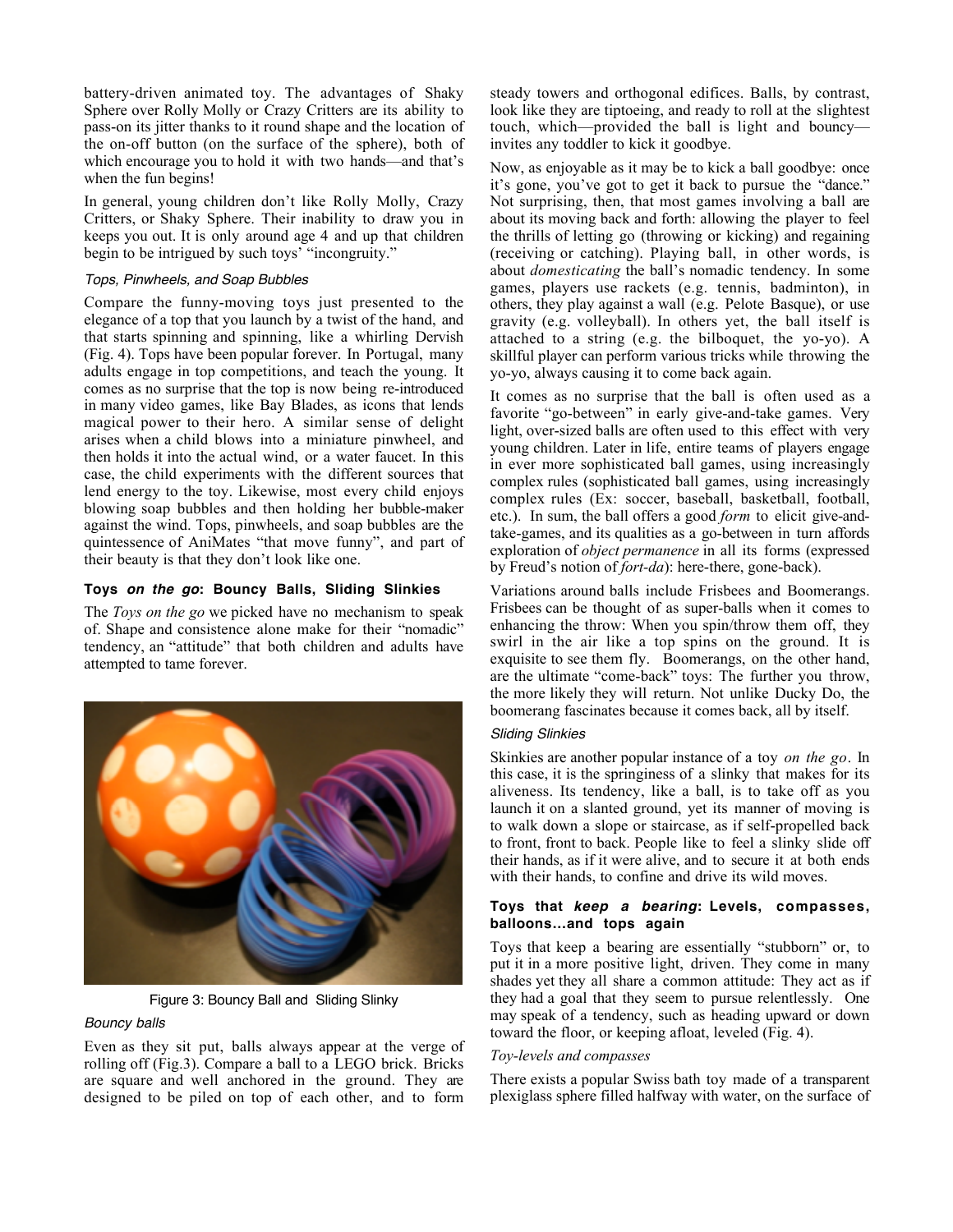battery-driven animated toy. The advantages of Shaky Sphere over Rolly Molly or Crazy Critters are its ability to pass-on its jitter thanks to it round shape and the location of the on-off button (on the surface of the sphere), both of which encourage you to hold it with two hands—and that's when the fun begins!

In general, young children don't like Rolly Molly, Crazy Critters, or Shaky Sphere. Their inability to draw you in keeps you out. It is only around age 4 and up that children begin to be intrigued by such toys' "incongruity."

#### *Tops, Pinwheels, and Soap Bubbles*

Compare the funny-moving toys just presented to the elegance of a top that you launch by a twist of the hand, and that starts spinning and spinning, like a whirling Dervish (Fig. 4). Tops have been popular forever. In Portugal, many adults engage in top competitions, and teach the young. It comes as no surprise that the top is now being re-introduced in many video games, like Bay Blades, as icons that lends magical power to their hero. A similar sense of delight arises when a child blows into a miniature pinwheel, and then holds it into the actual wind, or a water faucet. In this case, the child experiments with the different sources that lend energy to the toy. Likewise, most every child enjoys blowing soap bubbles and then holding her bubble-maker against the wind. Tops, pinwheels, and soap bubbles are the quintessence of AniMates "that move funny", and part of their beauty is that they don't look like one.

### Toys *on the go*: Bouncy Balls, Sliding Slinkies

The *Toys on the go* we picked have no mechanism to speak of. Shape and consistence alone make for their "nomadic" tendency, an "attitude" that both children and adults have attempted to tame forever.

Figure 3: Bouncy Ball and Sliding Slinky

#### *Bouncy balls*

Even as they sit put, balls always appear at the verge of rolling off (Fig.3). Compare a ball to a LEGO brick. Bricks are square and well anchored in the ground. They are designed to be piled on top of each other, and to form steady towers and orthogonal edifices. Balls, by contrast, look like they are tiptoeing, and ready to roll at the slightest touch, which—provided the ball is light and bouncy—invites any toddler to kick it goodbye.

Now, as enjoyable as it may be to kick a ball goodbye: once it's gone, you've got to get it back to pursue the "dance." Not surprising, then, that most games involving a ball are about its moving back and forth: allowing the player to feel the thrills of letting go (throwing or kicking) and regaining (receiving or catching). Playing ball, in other words, is about *domesticating* the ball's nomadic tendency. In some games, players use rackets (e.g. tennis, badminton), in others, they play against a wall (e.g. Pelote Basque), or use gravity (e.g. volleyball). In others yet, the ball itself is attached to a string (e.g. the bilboquet, the yo-yo). A skillful player can perform various tricks while throwing the yo-yo, always causing it to come back again.

It comes as no surprise that the ball is often used as a favorite "go-between" in early give-and-take games. Very light, over-sized balls are often used to this effect with very young children. Later in life, entire teams of players engage in ever more sophisticated ball games, using increasingly complex rules (sophisticated ball games, using increasingly complex rules (Ex: soccer, baseball, basketball, football, etc.). In sum, the ball offers a good *form* to elicit give-and-take-games, and its qualities as a go-between in turn affords exploration of *object permanence* in all its forms (expressed by Freud's notion of *fort-da*): here-there, gone-back).

Variations around balls include Frisbees and Boomerangs. Frisbees can be thought of as super-balls when it comes to enhancing the throw: When you spin/throw them off, they swirl in the air like a top spins on the ground. It is exquisite to see them fly. Boomerangs, on the other hand, are the ultimate "come-back" toys: The further you throw, the more likely they will return. Not unlike Ducky Do, the boomerang fascinates because it comes back, all by itself.

#### *Sliding Slinkies*

Skinkies are another popular instance of a toy *on the go*. In this case, it is the springiness of a slinky that makes for its aliveness. Its tendency, like a ball, is to take off as you launch it on a slanted ground, yet its manner of moving is to walk down a slope or staircase, as if self-propelled back to front, front to back. People like to feel a slinky slide off their hands, as if it were alive, and to secure it at both ends with their hands, to confine and drive its wild moves.

### Toys that *keep a bearing*: Levels, compasses, balloons…and tops again

Toys that keep a bearing are essentially "stubborn" or, to put it in a more positive light, driven. They come in many shades yet they all share a common attitude: They act as if they had a goal that they seem to pursue relentlessly. One may speak of a tendency, such as heading upward or down toward the floor, or keeping afloat, leveled (Fig. 4).

#### *Toy-levels and compasses*

There exists a popular Swiss bath toy made of a transparent plexiglass sphere filled halfway with water, on the surface of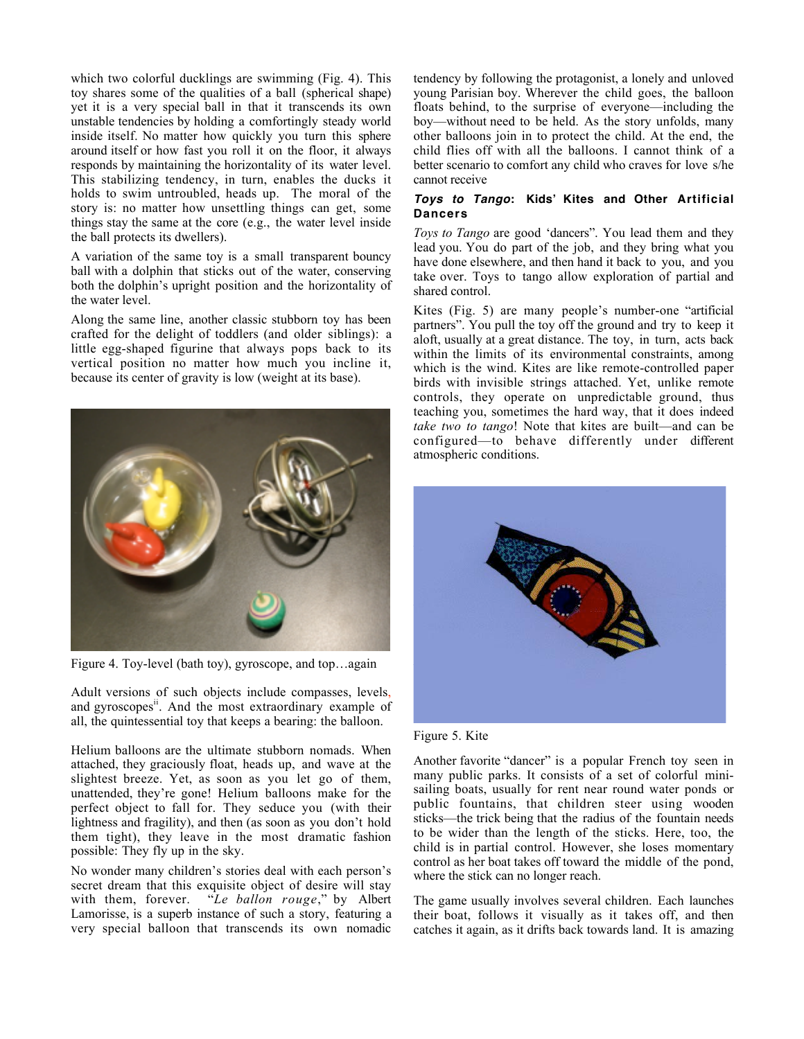which two colorful ducklings are swimming (Fig. 4). This toy shares some of the qualities of a ball (spherical shape) yet it is a very special ball in that it transcends its own unstable tendencies by holding a comfortingly steady world inside itself. No matter how quickly you turn this sphere around itself or how fast you roll it on the floor, it always responds by maintaining the horizontality of its water level. This stabilizing tendency, in turn, enables the ducks it holds to swim untroubled, heads up. The moral of the story is: no matter how unsettling things can get, some things stay the same at the core (e.g., the water level inside the ball protects its dwellers).

A variation of the same toy is a small transparent bouncy ball with a dolphin that sticks out of the water, conserving both the dolphin's upright position and the horizontality of the water level.

Along the same line, another classic stubborn toy has been crafted for the delight of toddlers (and older siblings): a little egg-shaped figurine that always pops back to its vertical position no matter how much you incline it, because its center of gravity is low (weight at its base).

Figure 4. Toy-level (bath toy), gyroscope, and top…again

Adult versions of such objects include compasses, levels, and gyroscopes[ii]. And the most extraordinary example of all, the quintessential toy that keeps a bearing: the balloon.

Helium balloons are the ultimate stubborn nomads. When attached, they graciously float, heads up, and wave at the slightest breeze. Yet, as soon as you let go of them, unattended, they're gone! Helium balloons make for the perfect object to fall for. They seduce you (with their lightness and fragility), and then (as soon as you don't hold them tight), they leave in the most dramatic fashion possible: They fly up in the sky.

No wonder many children's stories deal with each person's secret dream that this exquisite object of desire will stay with them, forever. "*Le ballon rouge*," by Albert Lamorisse, is a superb instance of such a story, featuring a very special balloon that transcends its own nomadic tendency by following the protagonist, a lonely and unloved young Parisian boy. Wherever the child goes, the balloon floats behind, to the surprise of everyone—including the boy—without need to be held. As the story unfolds, many other balloons join in to protect the child. At the end, the child flies off with all the balloons. I cannot think of a better scenario to comfort any child who craves for love s/he cannot receive

### ***Toys to Tango*: Kids' Kites and Other Artificial Dancers**

*Toys to Tango* are good 'dancers". You lead them and they lead you. You do part of the job, and they bring what you have done elsewhere, and then hand it back to you, and you take over. Toys to tango allow exploration of partial and shared control.

Kites (Fig. 5) are many people's number-one "artificial partners". You pull the toy off the ground and try to keep it aloft, usually at a great distance. The toy, in turn, acts back within the limits of its environmental constraints, among which is the wind. Kites are like remote-controlled paper birds with invisible strings attached. Yet, unlike remote controls, they operate on unpredictable ground, thus teaching you, sometimes the hard way, that it does indeed *take two to tango*! Note that kites are built—and can be configured—to behave differently under different atmospheric conditions.

Figure 5. Kite

Another favorite "dancer" is a popular French toy seen in many public parks. It consists of a set of colorful mini-sailing boats, usually for rent near round water ponds or public fountains, that children steer using wooden sticks—the trick being that the radius of the fountain needs to be wider than the length of the sticks. Here, too, the child is in partial control. However, she loses momentary control as her boat takes off toward the middle of the pond, where the stick can no longer reach.

The game usually involves several children. Each launches their boat, follows it visually as it takes off, and then catches it again, as it drifts back towards land. It is amazing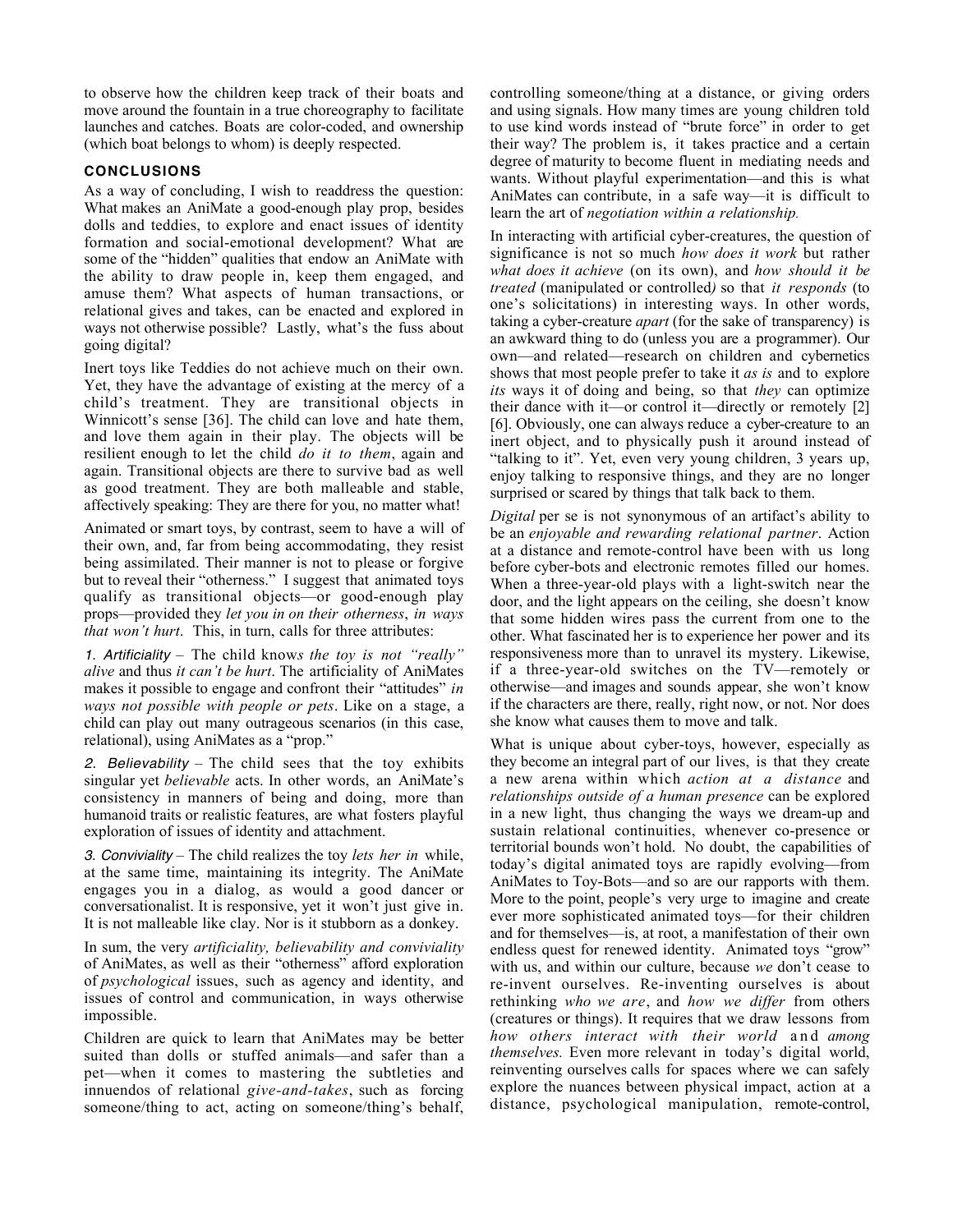to observe how the children keep track of their boats and move around the fountain in a true choreography to facilitate launches and catches. Boats are color-coded, and ownership (which boat belongs to whom) is deeply respected.

## CONCLUSIONS

As a way of concluding, I wish to readdress the question: What makes an AniMate a good-enough play prop, besides dolls and teddies, to explore and enact issues of identity formation and social-emotional development? What are some of the "hidden" qualities that endow an AniMate with the ability to draw people in, keep them engaged, and amuse them? What aspects of human transactions, or relational gives and takes, can be enacted and explored in ways not otherwise possible? Lastly, what's the fuss about going digital?

Inert toys like Teddies do not achieve much on their own. Yet, they have the advantage of existing at the mercy of a child's treatment. They are transitional objects in Winnicott's sense [36]. The child can love and hate them, and love them again in their play. The objects will be resilient enough to let the child *do it to them*, again and again. Transitional objects are there to survive bad as well as good treatment. They are both malleable and stable, affectively speaking: They are there for you, no matter what!

Animated or smart toys, by contrast, seem to have a will of their own, and, far from being accommodating, they resist being assimilated. Their manner is not to please or forgive but to reveal their "otherness." I suggest that animated toys qualify as transitional objects—or good-enough play props—provided they *let you in on their otherness*, *in ways that won't hurt*. This, in turn, calls for three attributes:

*1. Artificiality* – The child know*s the toy is not "really" alive* and thus *it can't be hurt*. The artificiality of AniMates makes it possible to engage and confront their "attitudes" *in ways not possible with people or pets*. Like on a stage, a child can play out many outrageous scenarios (in this case, relational), using AniMates as a "prop."

*2. Believability* – The child sees that the toy exhibits singular yet *believable* acts. In other words, an AniMate's consistency in manners of being and doing, more than humanoid traits or realistic features, are what fosters playful exploration of issues of identity and attachment.

*3. Conviviality* – The child realizes the toy *lets her in* while, at the same time, maintaining its integrity. The AniMate engages you in a dialog, as would a good dancer or conversationalist. It is responsive, yet it won't just give in. It is not malleable like clay. Nor is it stubborn as a donkey.

In sum, the very *artificiality, believability and conviviality* of AniMates, as well as their "otherness" afford exploration of *psychological* issues, such as agency and identity, and issues of control and communication, in ways otherwise impossible.

Children are quick to learn that AniMates may be better suited than dolls or stuffed animals—and safer than a pet—when it comes to mastering the subtleties and innuendos of relational *give-and-takes*, such as forcing someone/thing to act, acting on someone/thing's behalf, controlling someone/thing at a distance, or giving orders and using signals. How many times are young children told to use kind words instead of "brute force" in order to get their way? The problem is, it takes practice and a certain degree of maturity to become fluent in mediating needs and wants. Without playful experimentation—and this is what AniMates can contribute, in a safe way—it is difficult to learn the art of *negotiation within a relationship.*

In interacting with artificial cyber-creatures, the question of significance is not so much *how does it work* but rather *what does it achieve* (on its own), and *how should it be treated* (manipulated or controlled*)* so that *it responds* (to one's solicitations) in interesting ways. In other words, taking a cyber-creature *apart* (for the sake of transparency) is an awkward thing to do (unless you are a programmer). Our own—and related—research on children and cybernetics shows that most people prefer to take it *as is* and to explore *its* ways it of doing and being, so that *they* can optimize their dance with it—or control it—directly or remotely [2] [6]. Obviously, one can always reduce a cyber-creature to an inert object, and to physically push it around instead of "talking to it". Yet, even very young children, 3 years up, enjoy talking to responsive things, and they are no longer surprised or scared by things that talk back to them.

*Digital* per se is not synonymous of an artifact's ability to be an *enjoyable and rewarding relational partner*. Action at a distance and remote-control have been with us long before cyber-bots and electronic remotes filled our homes. When a three-year-old plays with a light-switch near the door, and the light appears on the ceiling, she doesn't know that some hidden wires pass the current from one to the other. What fascinated her is to experience her power and its responsiveness more than to unravel its mystery. Likewise, if a three-year-old switches on the TV—remotely or otherwise—and images and sounds appear, she won't know if the characters are there, really, right now, or not. Nor does she know what causes them to move and talk.

What is unique about cyber-toys, however, especially as they become an integral part of our lives, is that they create a new arena within which *action at a distance* and *relationships outside of a human presence* can be explored in a new light, thus changing the ways we dream-up and sustain relational continuities, whenever co-presence or territorial bounds won't hold. No doubt, the capabilities of today's digital animated toys are rapidly evolving—from AniMates to Toy-Bots—and so are our rapports with them. More to the point, people's very urge to imagine and create ever more sophisticated animated toys—for their children and for themselves—is, at root, a manifestation of their own endless quest for renewed identity. Animated toys "grow" with us, and within our culture, because *we* don't cease to re-invent ourselves. Re-inventing ourselves is about rethinking *who we are*, and *how we differ* from others (creatures or things). It requires that we draw lessons from *how others interact with their world* and *among themselves.* Even more relevant in today's digital world, reinventing ourselves calls for spaces where we can safely explore the nuances between physical impact, action at a distance, psychological manipulation, remote-control,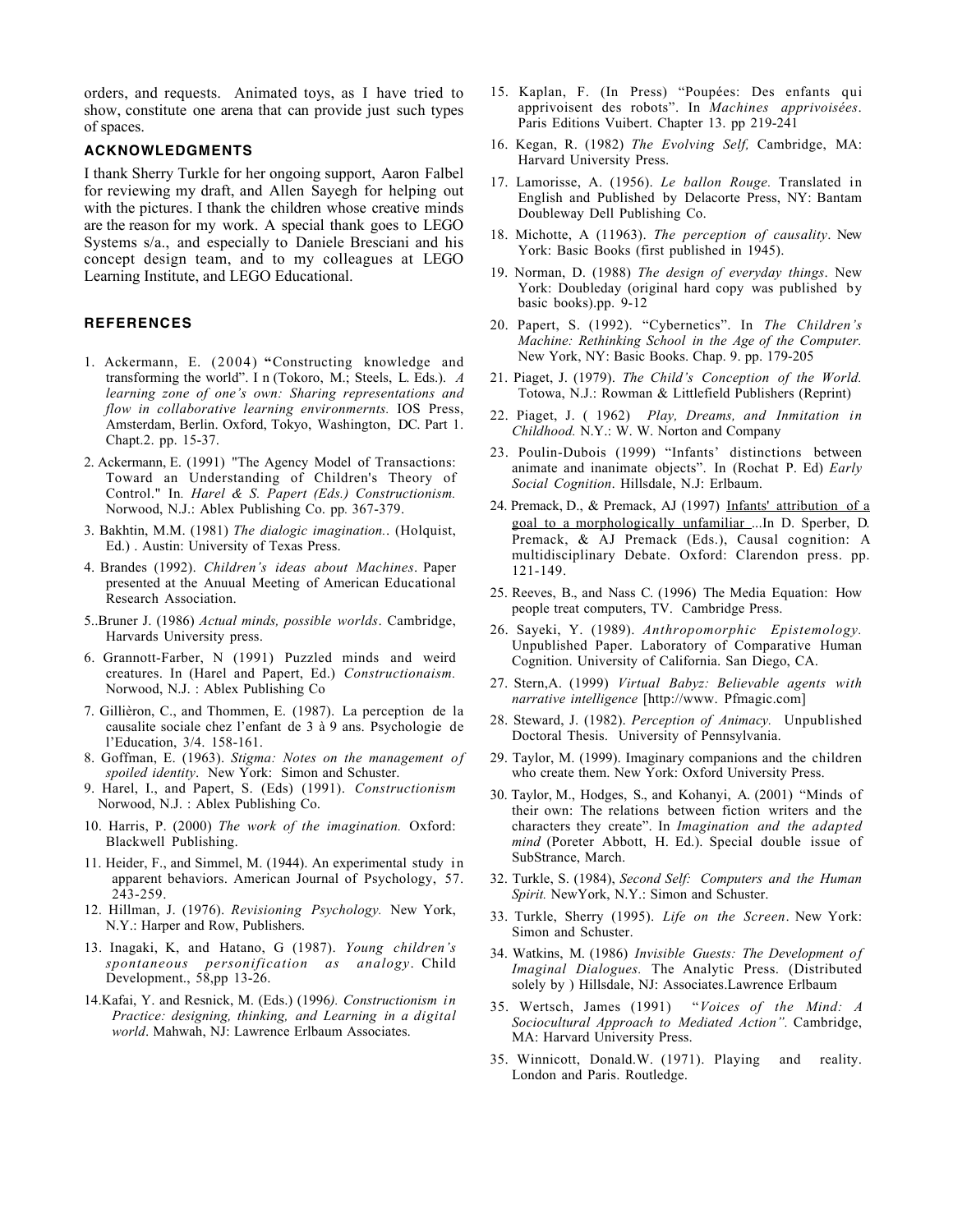orders, and requests. Animated toys, as I have tried to show, constitute one arena that can provide just such types of spaces.

### ACKNOWLEDGMENTS

I thank Sherry Turkle for her ongoing support, Aaron Falbel for reviewing my draft, and Allen Sayegh for helping out with the pictures. I thank the children whose creative minds are the reason for my work. A special thank goes to LEGO Systems s/a., and especially to Daniele Bresciani and his concept design team, and to my colleagues at LEGO Learning Institute, and LEGO Educational.

### REFERENCES

1. Ackermann, E. (2004) "Constructing knowledge and transforming the world". I n (Tokoro, M.; Steels, L. Eds.). *A learning zone of one's own: Sharing representations and flow in collaborative learning environmernts.* IOS Press, Amsterdam, Berlin. Oxford, Tokyo, Washington, DC. Part 1. Chapt.2. pp. 15-37.
2. Ackermann, E. (1991) "The Agency Model of Transactions: Toward an Understanding of Children's Theory of Control." In. *Harel & S. Papert (Eds.) Constructionism.* Norwood, N.J.: Ablex Publishing Co. pp. 367-379.
3. Bakhtin, M.M. (1981) *The dialogic imagination.*. (Holquist, Ed.) . Austin: University of Texas Press.
4. Brandes (1992). *Children's ideas about Machines*. Paper presented at the Anuual Meeting of American Educational Research Association.
5. .Bruner J. (1986) *Actual minds, possible worlds*. Cambridge, Harvards University press.
6. Grannott-Farber, N (1991) Puzzled minds and weird creatures. In (Harel and Papert, Ed.) *Constructionaism.* Norwood, N.J. : Ablex Publishing Co
7. Gillièron, C., and Thommen, E. (1987). La perception de la causalite sociale chez l'enfant de 3 à 9 ans. Psychologie de l'Education, 3/4. 158-161.
8. Goffman, E. (1963). *Stigma: Notes on the management of spoiled identity*. New York: Simon and Schuster.
9. Harel, I., and Papert, S. (Eds) (1991). *Constructionism* Norwood, N.J. : Ablex Publishing Co.
10. Harris, P. (2000) *The work of the imagination.* Oxford: Blackwell Publishing.
11. Heider, F., and Simmel, M. (1944). An experimental study in apparent behaviors. American Journal of Psychology, 57. 243-259.
12. Hillman, J. (1976). *Revisioning Psychology.* New York, N.Y.: Harper and Row, Publishers.
13. Inagaki, K, and Hatano, G (1987). *Young children's spontaneous personification as analogy*. Child Development., 58,pp 13-26.
14. Kafai, Y. and Resnick, M. (Eds.) (1996*). Constructionism in Practice: designing, thinking, and Learning in a digital world*. Mahwah, NJ: Lawrence Erlbaum Associates.
15. Kaplan, F. (In Press) "Poupées: Des enfants qui apprivoisent des robots". In *Machines apprivoisées*. Paris Editions Vuibert. Chapter 13. pp 219-241
16. Kegan, R. (1982) *The Evolving Self,* Cambridge, MA: Harvard University Press.
17. Lamorisse, A. (1956). *Le ballon Rouge.* Translated in English and Published by Delacorte Press, NY: Bantam Doubleway Dell Publishing Co.
18. Michotte, A (11963). *The perception of causality*. New York: Basic Books (first published in 1945).
19. Norman, D. (1988) *The design of everyday things*. New York: Doubleday (original hard copy was published by basic books).pp. 9-12
20. Papert, S. (1992). "Cybernetics". In *The Children's Machine: Rethinking School in the Age of the Computer.* New York, NY: Basic Books. Chap. 9. pp. 179-205
21. Piaget, J. (1979). *The Child's Conception of the World.* Totowa, N.J.: Rowman & Littlefield Publishers (Reprint)
22. Piaget, J. ( 1962) *Play, Dreams, and Inmitation in Childhood.* N.Y.: W. W. Norton and Company
23. Poulin-Dubois (1999) "Infants' distinctions between animate and inanimate objects". In (Rochat P. Ed) *Early Social Cognition*. Hillsdale, N.J: Erlbaum.
24. Premack, D., & Premack, AJ (1997) Infants' attribution of a goal to a morphologically unfamiliar ...In D. Sperber, D. Premack, & AJ Premack (Eds.), Causal cognition: A multidisciplinary Debate. Oxford: Clarendon press. pp. 121-149.
25. Reeves, B., and Nass C. (1996) The Media Equation: How people treat computers, TV. Cambridge Press.
26. Sayeki, Y. (1989). *Anthropomorphic Epistemology.* Unpublished Paper. Laboratory of Comparative Human Cognition. University of California. San Diego, CA.
27. Stern,A. (1999) *Virtual Babyz: Believable agents with narrative intelligence* [http://www. Pfmagic.com]
28. Steward, J. (1982). *Perception of Animacy.* Unpublished Doctoral Thesis. University of Pennsylvania.
29. Taylor, M. (1999). Imaginary companions and the children who create them. New York: Oxford University Press.
30. Taylor, M., Hodges, S., and Kohanyi, A. (2001) "Minds of their own: The relations between fiction writers and the characters they create". In *Imagination and the adapted mind* (Poreter Abbott, H. Ed.). Special double issue of SubStrance, March.
32. Turkle, S. (1984), *Second Self: Computers and the Human Spirit.* NewYork, N.Y.: Simon and Schuster.
33. Turkle, Sherry (1995). *Life on the Screen*. New York: Simon and Schuster.
34. Watkins, M. (1986) *Invisible Guests: The Development of Imaginal Dialogues.* The Analytic Press. (Distributed solely by ) Hillsdale, NJ: Associates.Lawrence Erlbaum
35. Wertsch, James (1991) "*Voices of the Mind: A Sociocultural Approach to Mediated Action".* Cambridge, MA: Harvard University Press.
35. Winnicott, Donald.W. (1971). Playing and reality. London and Paris. Routledge.